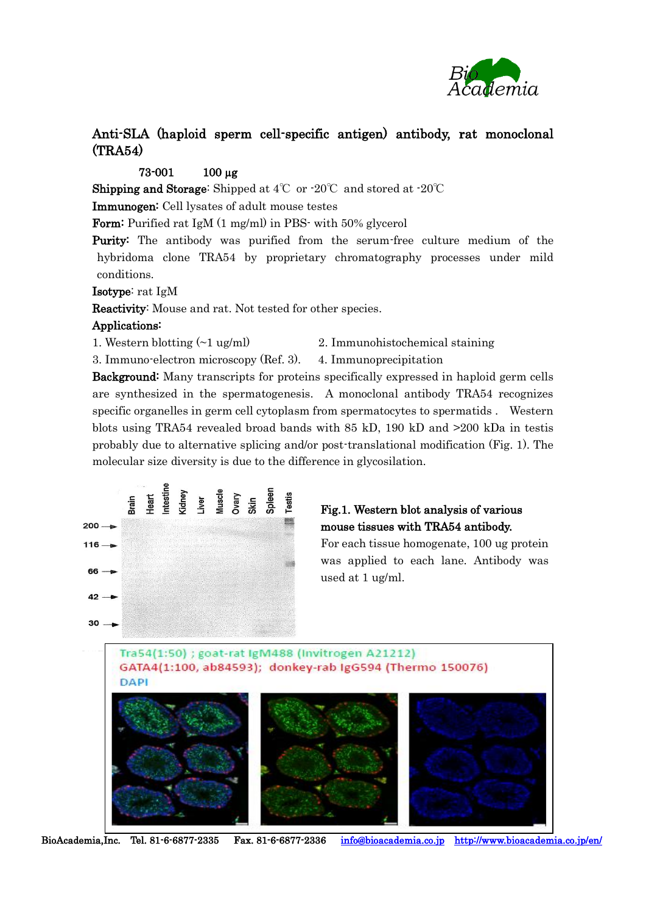# Anti-SLA (haploid sperm cell-specific antigen) antibody, rat monoclonal (TRA54)

73-001 100 µg

**Shipping and Storage**: Shipped at 4℃ or -20℃ and stored at -20℃

**Immunogen**: Cell lysates of adult mouse testes

**Form**: Purified rat IgM (1 mg/ml) in PBS- with 50% glycerol

**Purity**: The antibody was purified from the serum-free culture medium of the hybridoma clone TRA54 by proprietary chromatography processes under mild conditions.

**Isotype**: rat IgM

**Reactivity**: Mouse and rat. Not tested for other species.

**Applications**:

1. Western blotting (~1 ug/ml)
2. Immunohistochemical staining
3. Immuno-electron microscopy (Ref. 3).
4. Immunoprecipitation

**Background**: Many transcripts for proteins specifically expressed in haploid germ cells are synthesized in the spermatogenesis. A monoclonal antibody TRA54 recognizes specific organelles in germ cell cytoplasm from spermatocytes to spermatids . Western blots using TRA54 revealed broad bands with 85 kD, 190 kD and >200 kDa in testis probably due to alternative splicing and/or post-translational modification (Fig. 1). The molecular size diversity is due to the difference in glycosilation.

Brain, Heart, Intestine, Kidney, Liver, Muscle, Ovary, Skin, Spleen, Testis

200, 116, 66, 42, 30

**Fig.1. Western blot analysis of various mouse tissues with TRA54 antibody.**
For each tissue homogenate, 100 ug protein was applied to each lane. Antibody was used at 1 ug/ml.

Tra54(1:50) ; goat-rat IgM488 (Invitrogen A21212)
GATA4(1:100, ab84593); donkey-rab IgG594 (Thermo 150076)
DAPI

BioAcademia,Inc. Tel. 81-6-6877-2335 Fax. 81-6-6877-2336 info@bioacademia.co.jp http://www.bioacademia.co.jp/en/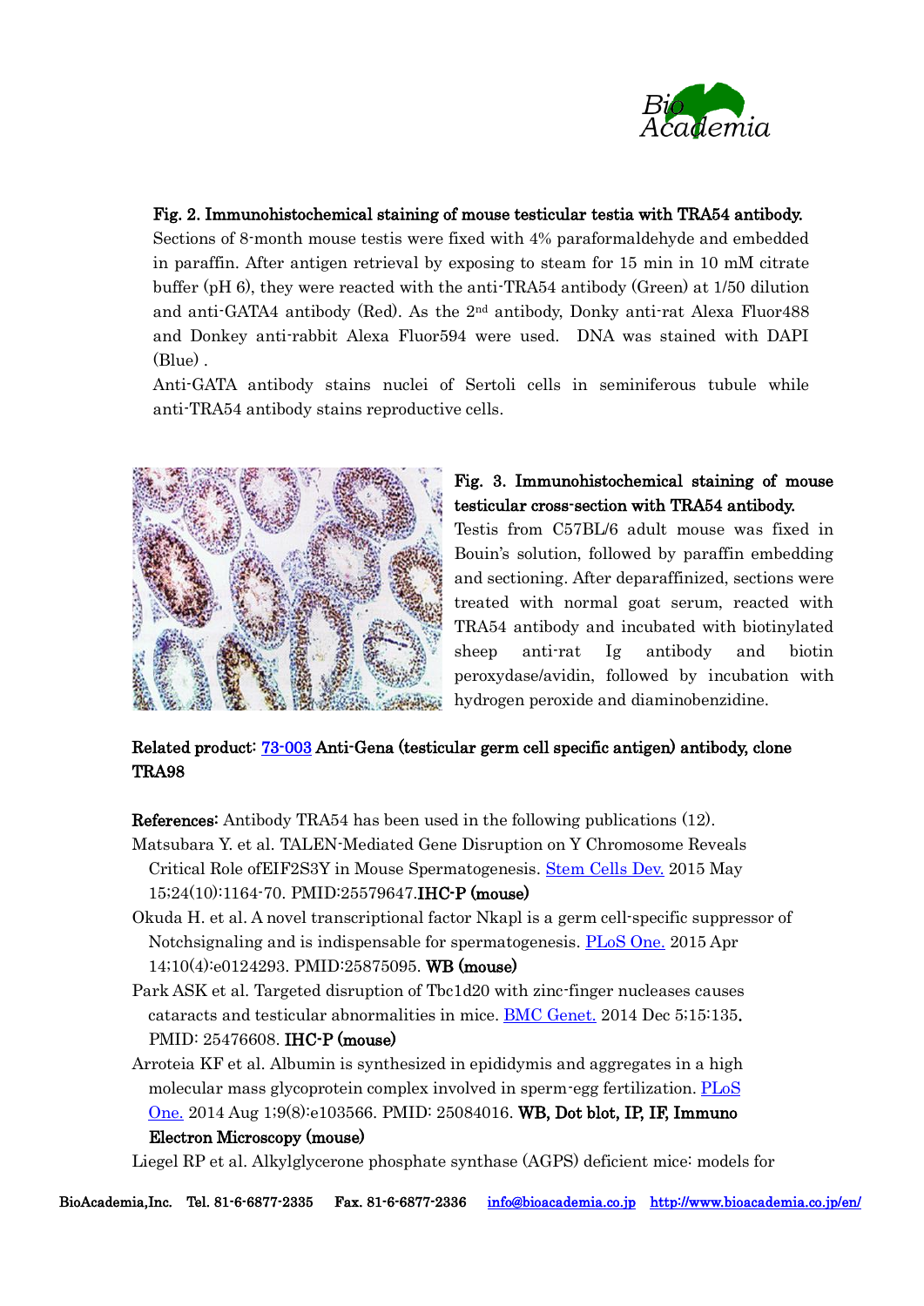**Fig. 2. Immunohistochemical staining of mouse testicular testia with TRA54 antibody.**

Sections of 8-month mouse testis were fixed with 4% paraformaldehyde and embedded in paraffin. After antigen retrieval by exposing to steam for 15 min in 10 mM citrate buffer (pH 6), they were reacted with the anti-TRA54 antibody (Green) at 1/50 dilution and anti-GATA4 antibody (Red). As the 2nd antibody, Donky anti-rat Alexa Fluor488 and Donkey anti-rabbit Alexa Fluor594 were used. DNA was stained with DAPI (Blue) .

Anti-GATA antibody stains nuclei of Sertoli cells in seminiferous tubule while anti-TRA54 antibody stains reproductive cells.

**Fig. 3. Immunohistochemical staining of mouse testicular cross-section with TRA54 antibody.**

Testis from C57BL/6 adult mouse was fixed in Bouin's solution, followed by paraffin embedding and sectioning. After deparaffinized, sections were treated with normal goat serum, reacted with TRA54 antibody and incubated with biotinylated sheep anti-rat Ig antibody and biotin peroxydase/avidin, followed by incubation with hydrogen peroxide and diaminobenzidine.

**Related product: 73-003 Anti-Gena (testicular germ cell specific antigen) antibody, clone TRA98**

**References:** Antibody TRA54 has been used in the following publications (12).

Matsubara Y. et al. TALEN-Mediated Gene Disruption on Y Chromosome Reveals Critical Role ofEIF2S3Y in Mouse Spermatogenesis. Stem Cells Dev. 2015 May 15;24(10):1164-70. PMID:25579647.**IHC-P (mouse)**

Okuda H. et al. A novel transcriptional factor Nkapl is a germ cell-specific suppressor of Notchsignaling and is indispensable for spermatogenesis. PLoS One. 2015 Apr 14;10(4):e0124293. PMID:25875095. **WB (mouse)**

Park ASK et al. Targeted disruption of Tbc1d20 with zinc-finger nucleases causes cataracts and testicular abnormalities in mice. BMC Genet. 2014 Dec 5;15:135. PMID: 25476608. **IHC-P (mouse)**

Arroteia KF et al. Albumin is synthesized in epididymis and aggregates in a high molecular mass glycoprotein complex involved in sperm-egg fertilization. PLoS One. 2014 Aug 1;9(8):e103566. PMID: 25084016. **WB, Dot blot, IP, IF, Immuno Electron Microscopy (mouse)**

Liegel RP et al. Alkylglycerone phosphate synthase (AGPS) deficient mice: models for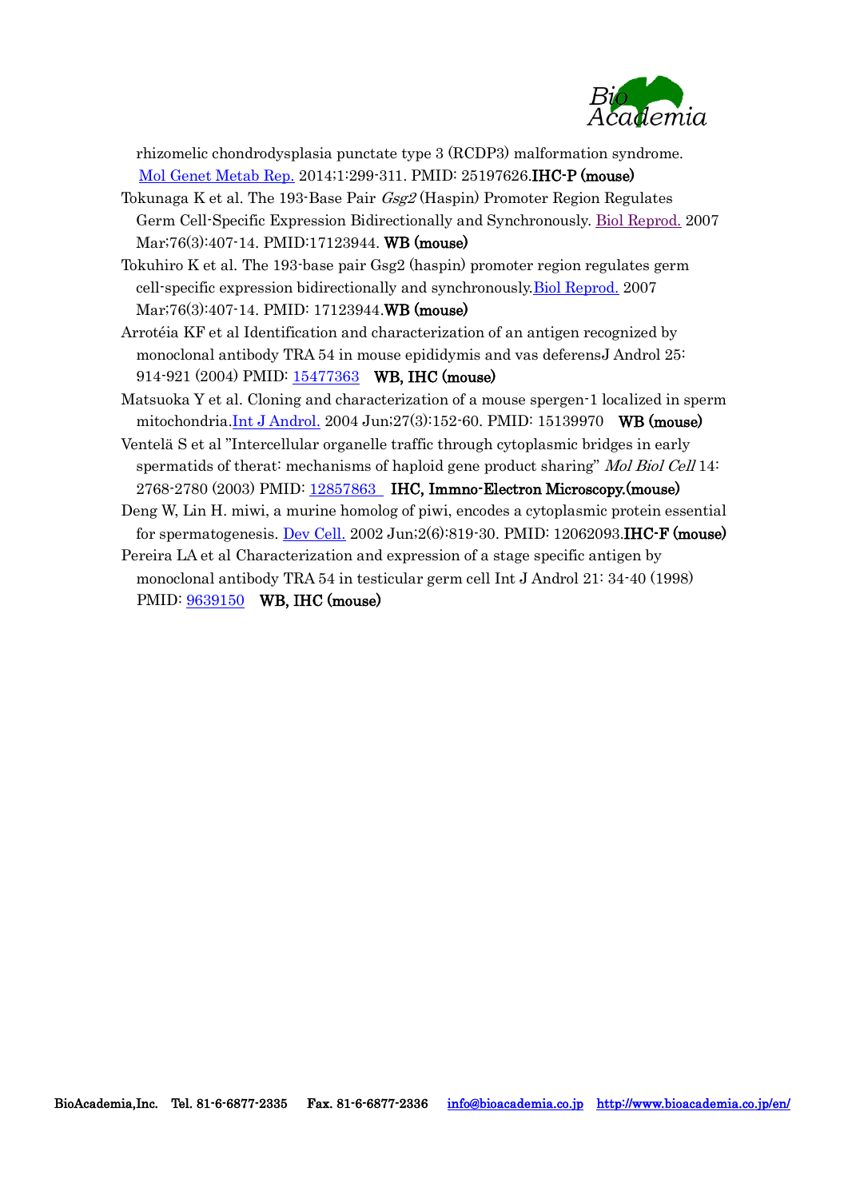rhizomelic chondrodysplasia punctate type 3 (RCDP3) malformation syndrome. Mol Genet Metab Rep. 2014;1:299-311. PMID: 25197626.**IHC-P (mouse)**

Tokunaga K et al. The 193-Base Pair *Gsg2* (Haspin) Promoter Region Regulates Germ Cell-Specific Expression Bidirectionally and Synchronously. Biol Reprod. 2007 Mar;76(3):407-14. PMID:17123944. **WB (mouse)**

Tokuhiro K et al. The 193-base pair Gsg2 (haspin) promoter region regulates germ cell-specific expression bidirectionally and synchronously.Biol Reprod. 2007 Mar;76(3):407-14. PMID: 17123944.**WB (mouse)**

Arrotéia KF et al Identification and characterization of an antigen recognized by monoclonal antibody TRA 54 in mouse epididymis and vas deferensJ Androl 25: 914-921 (2004) PMID: 15477363 **WB, IHC (mouse)**

Matsuoka Y et al. Cloning and characterization of a mouse spergen-1 localized in sperm mitochondria.Int J Androl. 2004 Jun;27(3):152-60. PMID: 15139970 **WB (mouse)**

Ventelä S et al "Intercellular organelle traffic through cytoplasmic bridges in early spermatids of therat: mechanisms of haploid gene product sharing" *Mol Biol Cell* 14: 2768-2780 (2003) PMID: 12857863 **IHC, Immno-Electron Microscopy.(mouse)**

Deng W, Lin H. miwi, a murine homolog of piwi, encodes a cytoplasmic protein essential for spermatogenesis. Dev Cell. 2002 Jun;2(6):819-30. PMID: 12062093.**IHC-F (mouse)**

Pereira LA et al Characterization and expression of a stage specific antigen by monoclonal antibody TRA 54 in testicular germ cell Int J Androl 21: 34-40 (1998) PMID: 9639150 **WB, IHC (mouse)**

**BioAcademia,Inc. Tel. 81-6-6877-2335 Fax. 81-6-6877-2336** info@bioacademia.co.jp http://www.bioacademia.co.jp/en/